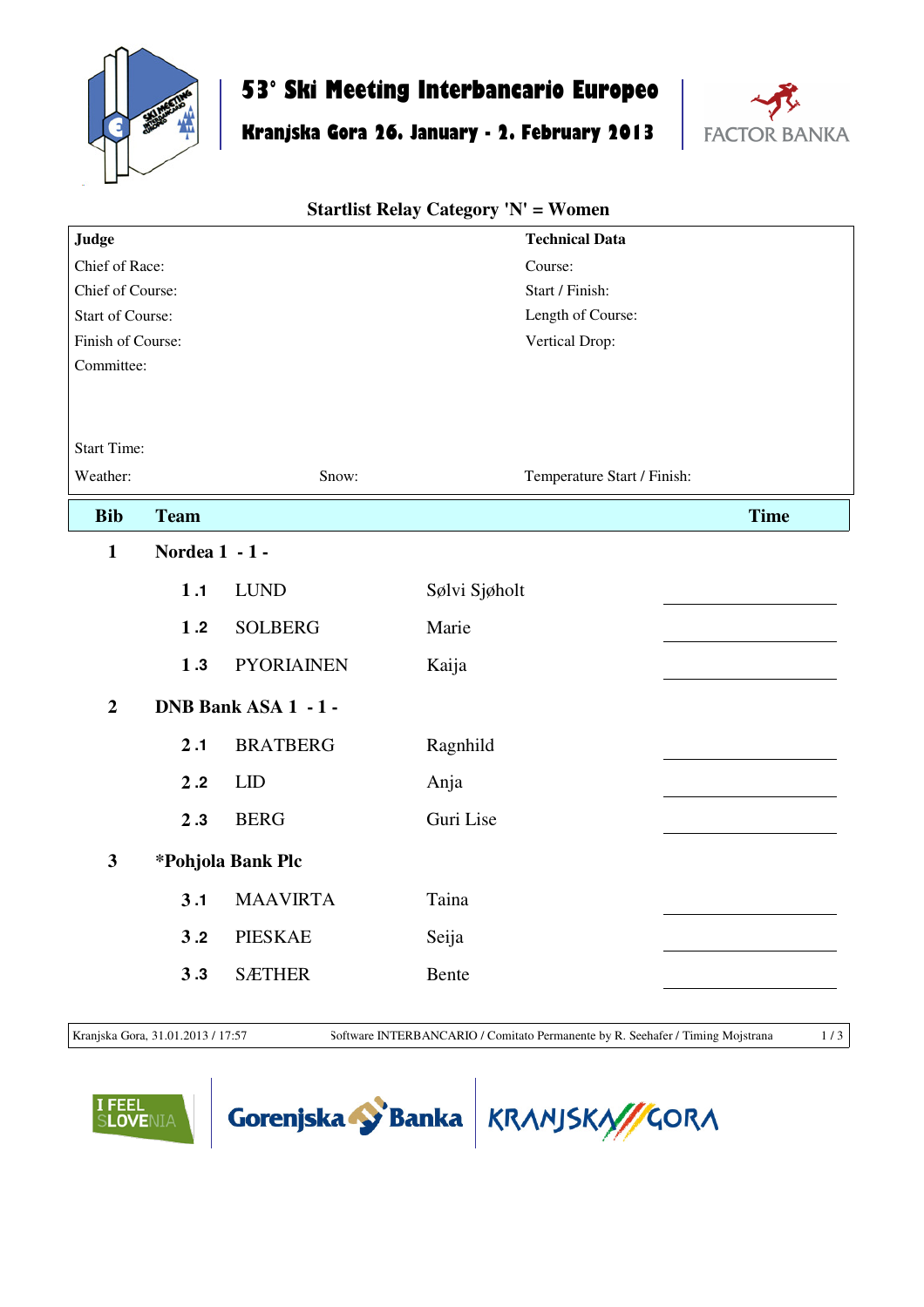# 53° Ski Meeting Interbancario Europeo

## Kranjska Gora 26. January - 2. February 2013

FACTOR BANKA

### Startlist Relay Category 'N' = Women

| Judge | | Technical Data | |
|---|---|---|---|
| Chief of Race: | | Course: | |
| Chief of Course: | | Start / Finish: | |
| Start of Course: | | Length of Course: | |
| Finish of Course: | | Vertical Drop: | |
| Committee: | | | |
| Start Time: | | | |
| Weather: | Snow: | Temperature Start / Finish: | |

| Bib | Team | | | Time |
|---|---|---|---|---|
| **1** | **Nordea 1 - 1 -** | | | |
| | **1 .1** | LUND | Sølvi Sjøholt | |
| | **1 .2** | SOLBERG | Marie | |
| | **1 .3** | PYORIAINEN | Kaija | |
| **2** | **DNB Bank ASA 1 - 1 -** | | | |
| | **2 .1** | BRATBERG | Ragnhild | |
| | **2 .2** | LID | Anja | |
| | **2 .3** | BERG | Guri Lise | |
| **3** | ***Pohjola Bank Plc** | | | |
| | **3 .1** | MAAVIRTA | Taina | |
| | **3 .2** | PIESKAE | Seija | |
| | **3 .3** | SÆTHER | Bente | |

Kranjska Gora, 31.01.2013 / 17:57 Software INTERBANCARIO / Comitato Permanente by R. Seehafer / Timing Mojstrana

I FEEL SLOVENIA | Gorenjska Banka | KRANJSKA GORA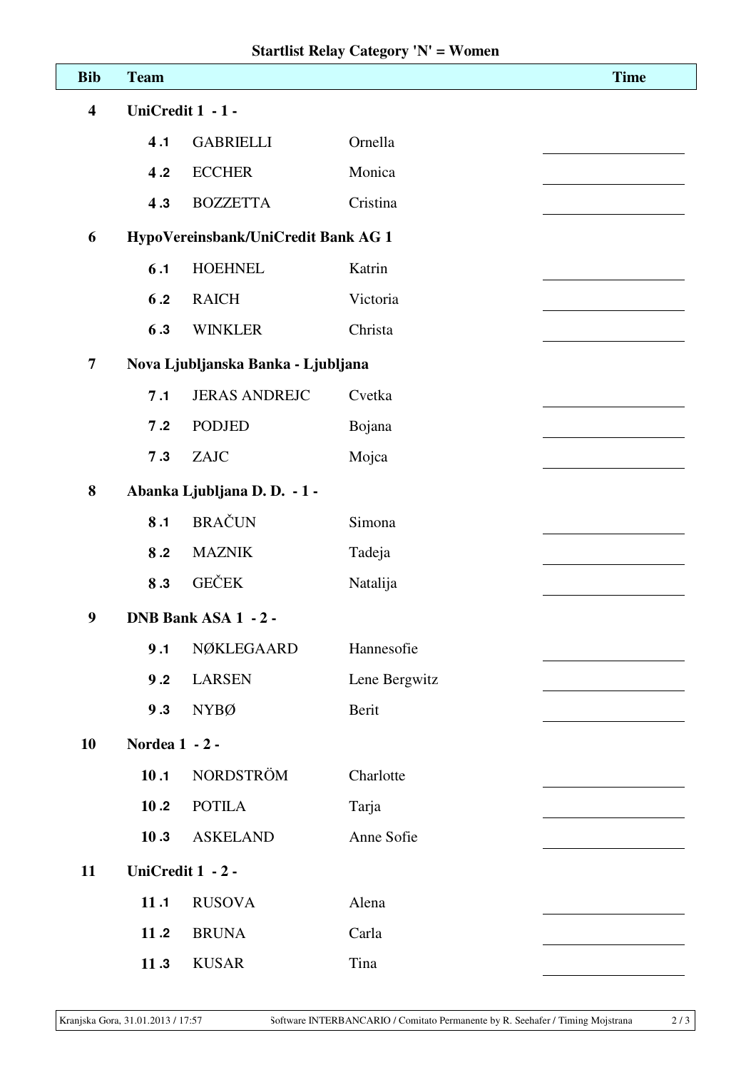## Startlist Relay Category 'N' = Women

| Bib | Team | | | Time |
|---|---|---|---|---|
| **4** | **UniCredit 1 - 1 -** | | | |
| | **4 .1** | GABRIELLI | Ornella | |
| | **4 .2** | ECCHER | Monica | |
| | **4 .3** | BOZZETTA | Cristina | |
| **6** | **HypoVereinsbank/UniCredit Bank AG 1** | | | |
| | **6 .1** | HOEHNEL | Katrin | |
| | **6 .2** | RAICH | Victoria | |
| | **6 .3** | WINKLER | Christa | |
| **7** | **Nova Ljubljanska Banka - Ljubljana** | | | |
| | **7 .1** | JERAS ANDREJC | Cvetka | |
| | **7 .2** | PODJED | Bojana | |
| | **7 .3** | ZAJC | Mojca | |
| **8** | **Abanka Ljubljana D. D. - 1 -** | | | |
| | **8 .1** | BRAČUN | Simona | |
| | **8 .2** | MAZNIK | Tadeja | |
| | **8 .3** | GEČEK | Natalija | |
| **9** | **DNB Bank ASA 1 - 2 -** | | | |
| | **9 .1** | NØKLEGAARD | Hannesofie | |
| | **9 .2** | LARSEN | Lene Bergwitz | |
| | **9 .3** | NYBØ | Berit | |
| **10** | **Nordea 1 - 2 -** | | | |
| | **10 .1** | NORDSTRÖM | Charlotte | |
| | **10 .2** | POTILA | Tarja | |
| | **10 .3** | ASKELAND | Anne Sofie | |
| **11** | **UniCredit 1 - 2 -** | | | |
| | **11 .1** | RUSOVA | Alena | |
| | **11 .2** | BRUNA | Carla | |
| | **11 .3** | KUSAR | Tina | |

Kranjska Gora, 31.01.2013 / 17:57 Software INTERBANCARIO / Comitato Permanente by R. Seehafer / Timing Mojstrana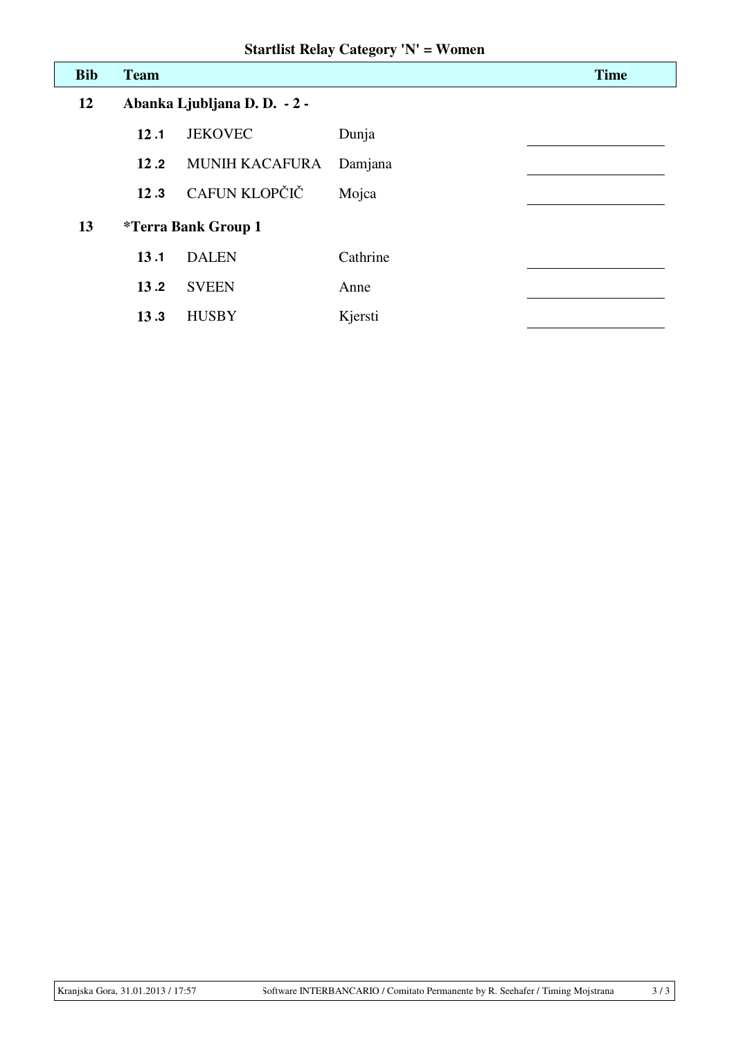## Startlist Relay Category 'N' = Women

| Bib | Team | | | Time |
|---|---|---|---|---|
| 12 | Abanka Ljubljana D. D. - 2 - | | | |
| | 12 .1 | JEKOVEC | Dunja | |
| | 12 .2 | MUNIH KACAFURA | Damjana | |
| | 12 .3 | CAFUN KLOPČIČ | Mojca | |
| 13 | *Terra Bank Group 1 | | | |
| | 13 .1 | DALEN | Cathrine | |
| | 13 .2 | SVEEN | Anne | |
| | 13 .3 | HUSBY | Kjersti | |

Kranjska Gora, 31.01.2013 / 17:57 — Software INTERBANCARIO / Comitato Permanente by R. Seehafer / Timing Mojstrana